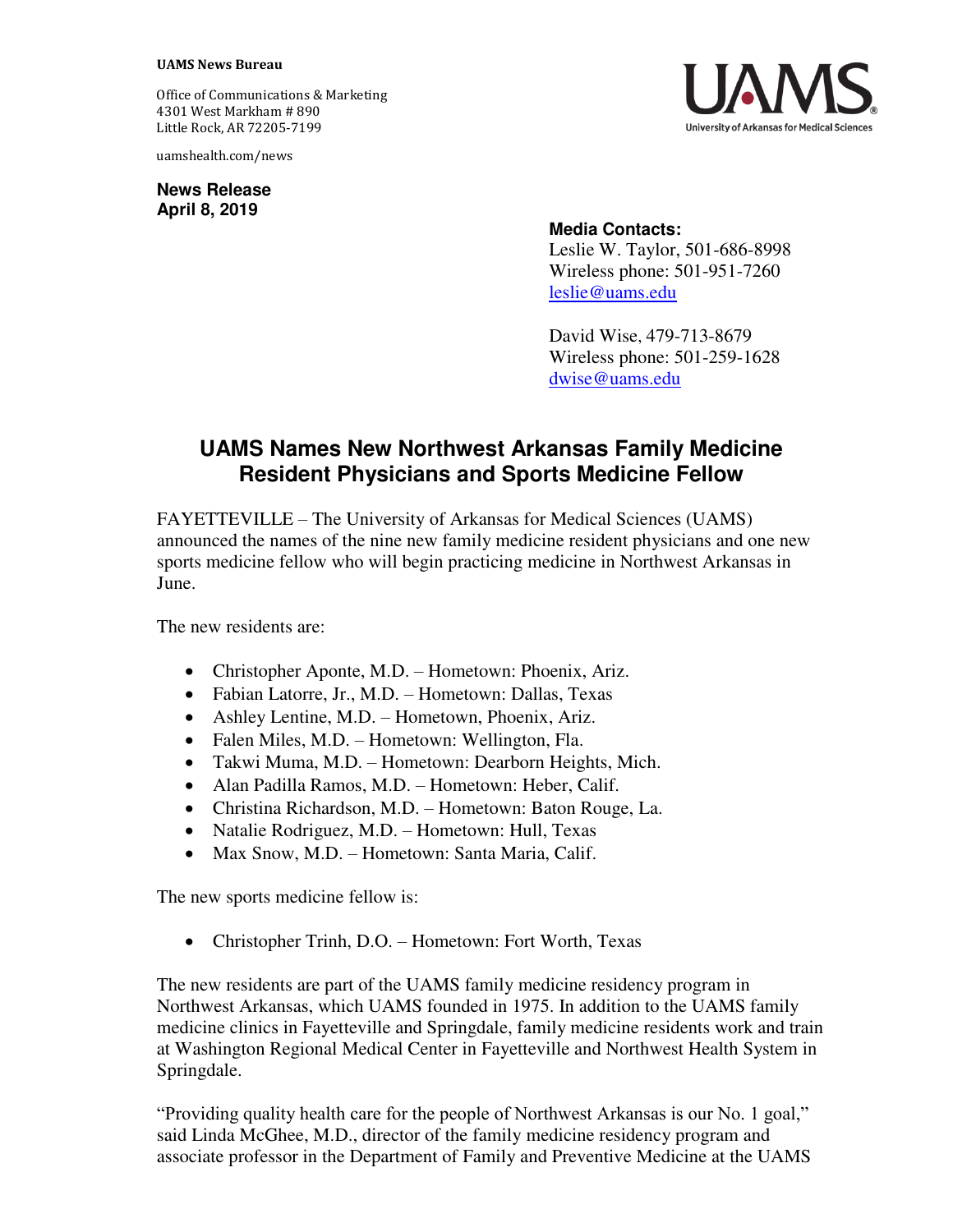**UAMS News Bureau**

Office of Communications & Marketing
4301 West Markham # 890
Little Rock, AR 72205-7199

uamshealth.com/news

**News Release**
**April 8, 2019**

**Media Contacts:**
Leslie W. Taylor, 501-686-8998
Wireless phone: 501-951-7260
leslie@uams.edu

David Wise, 479-713-8679
Wireless phone: 501-259-1628
dwise@uams.edu

# UAMS Names New Northwest Arkansas Family Medicine Resident Physicians and Sports Medicine Fellow

FAYETTEVILLE – The University of Arkansas for Medical Sciences (UAMS) announced the names of the nine new family medicine resident physicians and one new sports medicine fellow who will begin practicing medicine in Northwest Arkansas in June.

The new residents are:

- Christopher Aponte, M.D. – Hometown: Phoenix, Ariz.
- Fabian Latorre, Jr., M.D. – Hometown: Dallas, Texas
- Ashley Lentine, M.D. – Hometown, Phoenix, Ariz.
- Falen Miles, M.D. – Hometown: Wellington, Fla.
- Takwi Muma, M.D. – Hometown: Dearborn Heights, Mich.
- Alan Padilla Ramos, M.D. – Hometown: Heber, Calif.
- Christina Richardson, M.D. – Hometown: Baton Rouge, La.
- Natalie Rodriguez, M.D. – Hometown: Hull, Texas
- Max Snow, M.D. – Hometown: Santa Maria, Calif.

The new sports medicine fellow is:

- Christopher Trinh, D.O. – Hometown: Fort Worth, Texas

The new residents are part of the UAMS family medicine residency program in Northwest Arkansas, which UAMS founded in 1975. In addition to the UAMS family medicine clinics in Fayetteville and Springdale, family medicine residents work and train at Washington Regional Medical Center in Fayetteville and Northwest Health System in Springdale.

"Providing quality health care for the people of Northwest Arkansas is our No. 1 goal," said Linda McGhee, M.D., director of the family medicine residency program and associate professor in the Department of Family and Preventive Medicine at the UAMS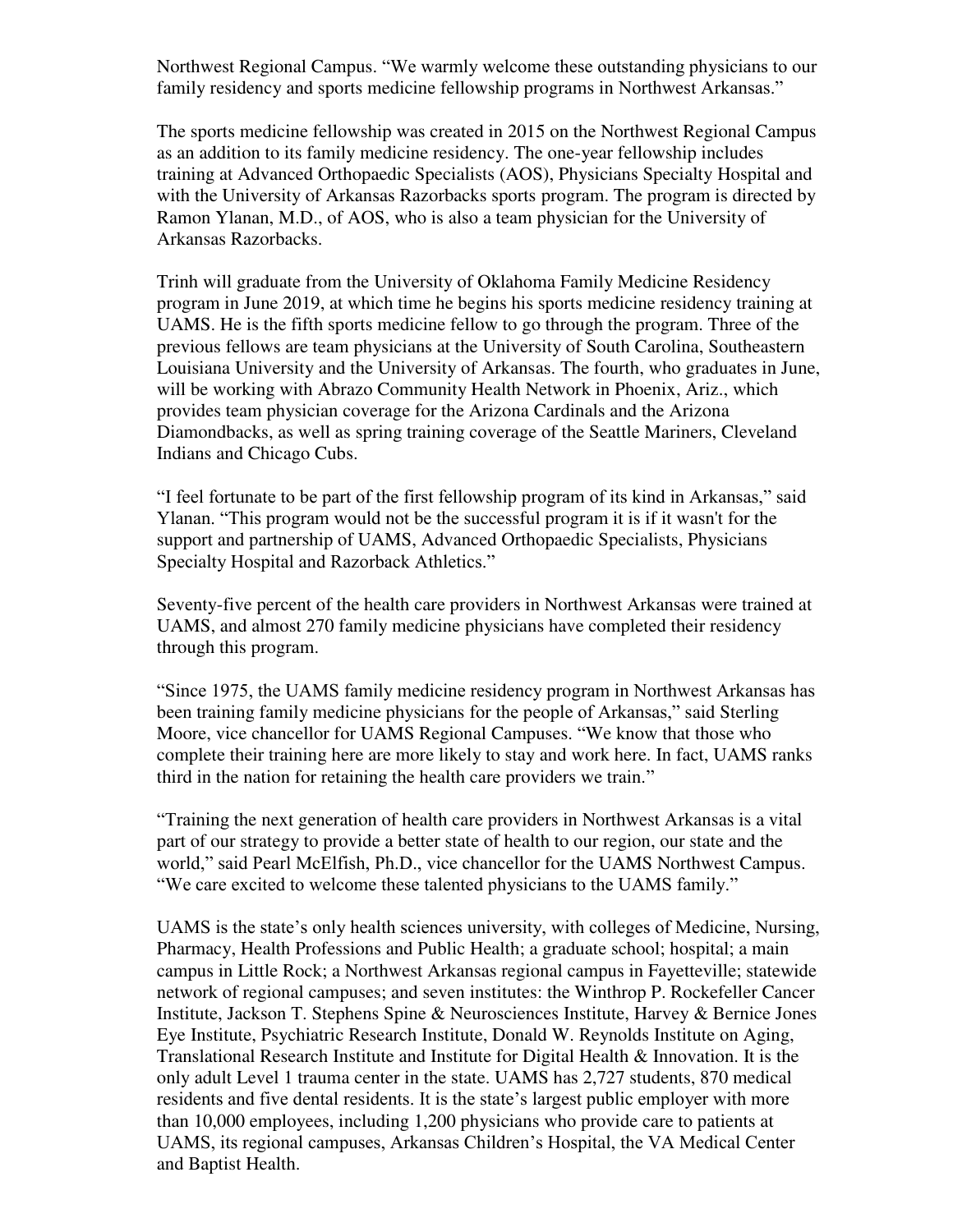Northwest Regional Campus. “We warmly welcome these outstanding physicians to our family residency and sports medicine fellowship programs in Northwest Arkansas.”

The sports medicine fellowship was created in 2015 on the Northwest Regional Campus as an addition to its family medicine residency. The one-year fellowship includes training at Advanced Orthopaedic Specialists (AOS), Physicians Specialty Hospital and with the University of Arkansas Razorbacks sports program. The program is directed by Ramon Ylanan, M.D., of AOS, who is also a team physician for the University of Arkansas Razorbacks.

Trinh will graduate from the University of Oklahoma Family Medicine Residency program in June 2019, at which time he begins his sports medicine residency training at UAMS. He is the fifth sports medicine fellow to go through the program. Three of the previous fellows are team physicians at the University of South Carolina, Southeastern Louisiana University and the University of Arkansas. The fourth, who graduates in June, will be working with Abrazo Community Health Network in Phoenix, Ariz., which provides team physician coverage for the Arizona Cardinals and the Arizona Diamondbacks, as well as spring training coverage of the Seattle Mariners, Cleveland Indians and Chicago Cubs.

“I feel fortunate to be part of the first fellowship program of its kind in Arkansas,” said Ylanan. “This program would not be the successful program it is if it wasn't for the support and partnership of UAMS, Advanced Orthopaedic Specialists, Physicians Specialty Hospital and Razorback Athletics.”

Seventy-five percent of the health care providers in Northwest Arkansas were trained at UAMS, and almost 270 family medicine physicians have completed their residency through this program.

“Since 1975, the UAMS family medicine residency program in Northwest Arkansas has been training family medicine physicians for the people of Arkansas,” said Sterling Moore, vice chancellor for UAMS Regional Campuses. “We know that those who complete their training here are more likely to stay and work here. In fact, UAMS ranks third in the nation for retaining the health care providers we train.”

“Training the next generation of health care providers in Northwest Arkansas is a vital part of our strategy to provide a better state of health to our region, our state and the world,” said Pearl McElfish, Ph.D., vice chancellor for the UAMS Northwest Campus. “We care excited to welcome these talented physicians to the UAMS family.”

UAMS is the state’s only health sciences university, with colleges of Medicine, Nursing, Pharmacy, Health Professions and Public Health; a graduate school; hospital; a main campus in Little Rock; a Northwest Arkansas regional campus in Fayetteville; statewide network of regional campuses; and seven institutes: the Winthrop P. Rockefeller Cancer Institute, Jackson T. Stephens Spine & Neurosciences Institute, Harvey & Bernice Jones Eye Institute, Psychiatric Research Institute, Donald W. Reynolds Institute on Aging, Translational Research Institute and Institute for Digital Health & Innovation. It is the only adult Level 1 trauma center in the state. UAMS has 2,727 students, 870 medical residents and five dental residents. It is the state’s largest public employer with more than 10,000 employees, including 1,200 physicians who provide care to patients at UAMS, its regional campuses, Arkansas Children’s Hospital, the VA Medical Center and Baptist Health.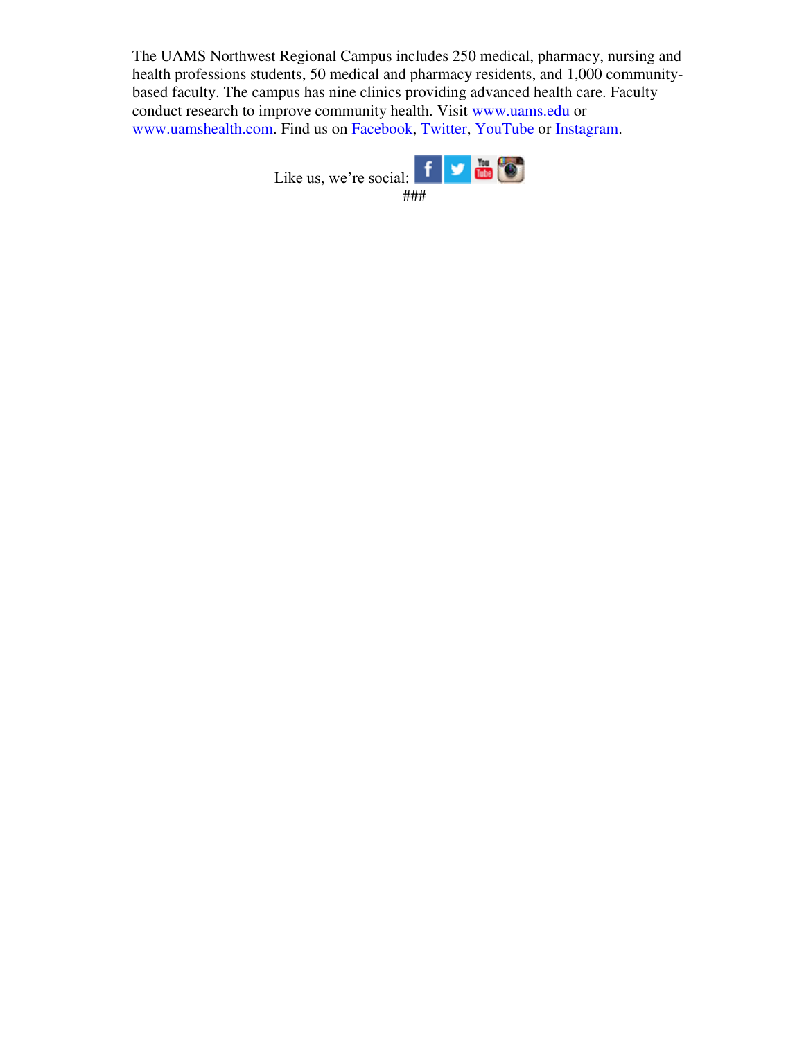The UAMS Northwest Regional Campus includes 250 medical, pharmacy, nursing and health professions students, 50 medical and pharmacy residents, and 1,000 community-based faculty. The campus has nine clinics providing advanced health care. Faculty conduct research to improve community health. Visit www.uams.edu or www.uamshealth.com. Find us on Facebook, Twitter, YouTube or Instagram.

Like us, we're social:

###